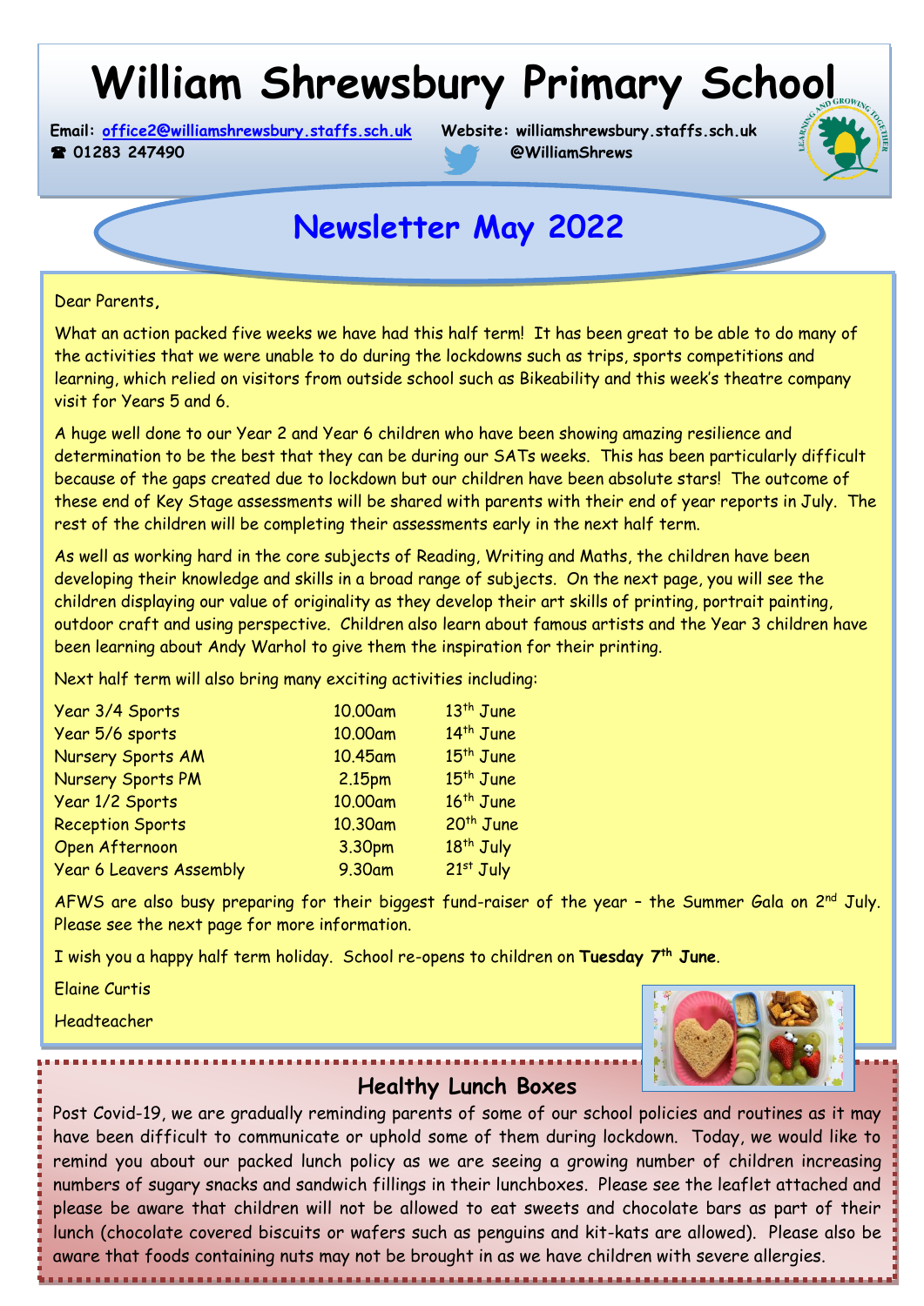# William Shrewsbury Primary School

**Email:** office2@williamshrewsbury.staffs.sch.uk **Website:** williamshrewsbury.staffs.sch.uk
☎ 01283 247490 @WilliamShrews

## Newsletter May 2022

Dear Parents,

What an action packed five weeks we have had this half term! It has been great to be able to do many of the activities that we were unable to do during the lockdowns such as trips, sports competitions and learning, which relied on visitors from outside school such as Bikeability and this week's theatre company visit for Years 5 and 6.

A huge well done to our Year 2 and Year 6 children who have been showing amazing resilience and determination to be the best that they can be during our SATs weeks. This has been particularly difficult because of the gaps created due to lockdown but our children have been absolute stars! The outcome of these end of Key Stage assessments will be shared with parents with their end of year reports in July. The rest of the children will be completing their assessments early in the next half term.

As well as working hard in the core subjects of Reading, Writing and Maths, the children have been developing their knowledge and skills in a broad range of subjects. On the next page, you will see the children displaying our value of originality as they develop their art skills of printing, portrait painting, outdoor craft and using perspective. Children also learn about famous artists and the Year 3 children have been learning about Andy Warhol to give them the inspiration for their printing.

Next half term will also bring many exciting activities including:

| | | |
|---|---|---|
| Year 3/4 Sports | 10.00am | 13th June |
| Year 5/6 sports | 10.00am | 14th June |
| Nursery Sports AM | 10.45am | 15th June |
| Nursery Sports PM | 2.15pm | 15th June |
| Year 1/2 Sports | 10.00am | 16th June |
| Reception Sports | 10.30am | 20th June |
| Open Afternoon | 3.30pm | 18th July |
| Year 6 Leavers Assembly | 9.30am | 21st July |

AFWS are also busy preparing for their biggest fund-raiser of the year – the Summer Gala on 2nd July. Please see the next page for more information.

I wish you a happy half term holiday. School re-opens to children on **Tuesday 7th June**.

Elaine Curtis

Headteacher

### Healthy Lunch Boxes

Post Covid-19, we are gradually reminding parents of some of our school policies and routines as it may have been difficult to communicate or uphold some of them during lockdown. Today, we would like to remind you about our packed lunch policy as we are seeing a growing number of children increasing numbers of sugary snacks and sandwich fillings in their lunchboxes. Please see the leaflet attached and please be aware that children will not be allowed to eat sweets and chocolate bars as part of their lunch (chocolate covered biscuits or wafers such as penguins and kit-kats are allowed). Please also be aware that foods containing nuts may not be brought in as we have children with severe allergies.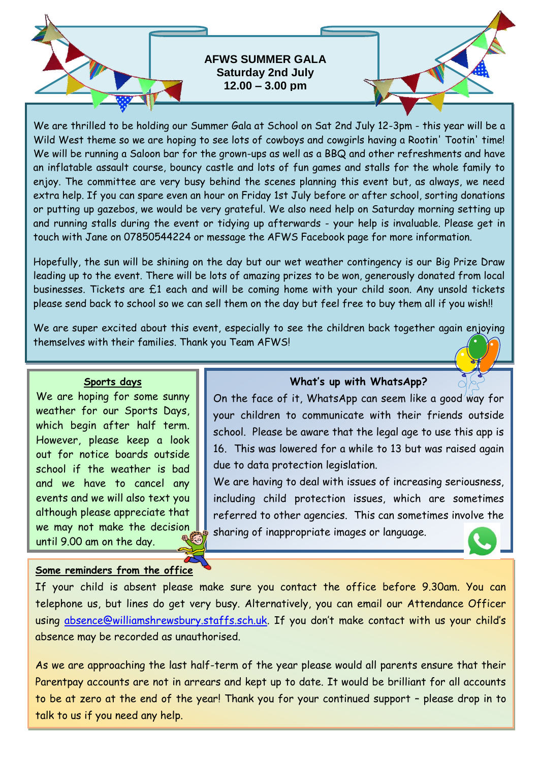## AFWS SUMMER GALA
**Saturday 2nd July**
**12.00 – 3.00 pm**

We are thrilled to be holding our Summer Gala at School on Sat 2nd July 12-3pm - this year will be a Wild West theme so we are hoping to see lots of cowboys and cowgirls having a Rootin' Tootin' time! We will be running a Saloon bar for the grown-ups as well as a BBQ and other refreshments and have an inflatable assault course, bouncy castle and lots of fun games and stalls for the whole family to enjoy. The committee are very busy behind the scenes planning this event but, as always, we need extra help. If you can spare even an hour on Friday 1st July before or after school, sorting donations or putting up gazebos, we would be very grateful. We also need help on Saturday morning setting up and running stalls during the event or tidying up afterwards - your help is invaluable. Please get in touch with Jane on 07850544224 or message the AFWS Facebook page for more information.

Hopefully, the sun will be shining on the day but our wet weather contingency is our Big Prize Draw leading up to the event. There will be lots of amazing prizes to be won, generously donated from local businesses. Tickets are £1 each and will be coming home with your child soon. Any unsold tickets please send back to school so we can sell them on the day but feel free to buy them all if you wish!!

We are super excited about this event, especially to see the children back together again enjoying themselves with their families. Thank you Team AFWS!

### Sports days

We are hoping for some sunny weather for our Sports Days, which begin after half term. However, please keep a look out for notice boards outside school if the weather is bad and we have to cancel any events and we will also text you although please appreciate that we may not make the decision until 9.00 am on the day.

### What's up with WhatsApp?

On the face of it, WhatsApp can seem like a good way for your children to communicate with their friends outside school. Please be aware that the legal age to use this app is 16. This was lowered for a while to 13 but was raised again due to data protection legislation.

We are having to deal with issues of increasing seriousness, including child protection issues, which are sometimes referred to other agencies. This can sometimes involve the sharing of inappropriate images or language.

### Some reminders from the office

If your child is absent please make sure you contact the office before 9.30am. You can telephone us, but lines do get very busy. Alternatively, you can email our Attendance Officer using absence@williamshrewsbury.staffs.sch.uk. If you don't make contact with us your child's absence may be recorded as unauthorised.

As we are approaching the last half-term of the year please would all parents ensure that their Parentpay accounts are not in arrears and kept up to date. It would be brilliant for all accounts to be at zero at the end of the year! Thank you for your continued support – please drop in to talk to us if you need any help.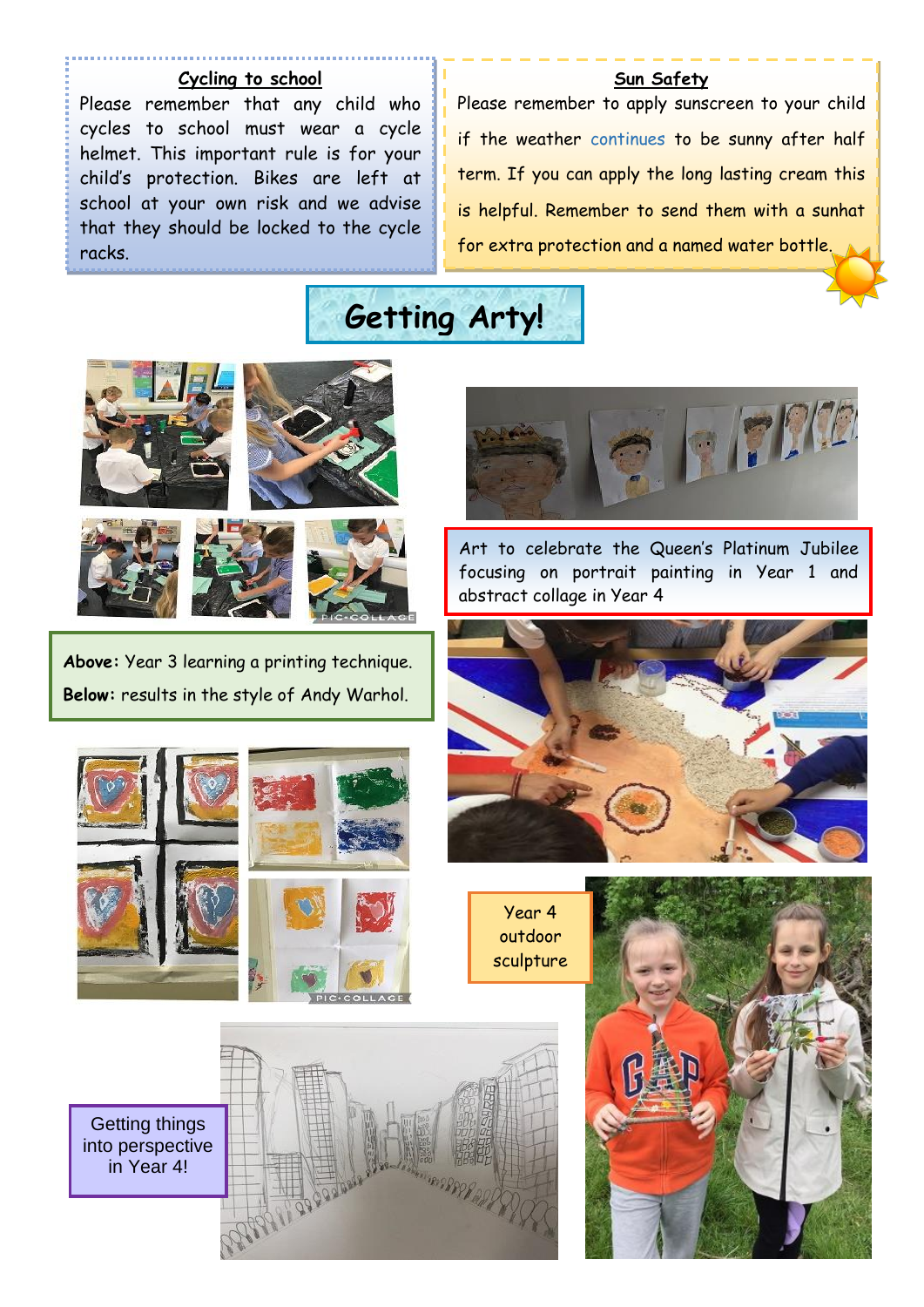## Cycling to school

Please remember that any child who cycles to school must wear a cycle helmet. This important rule is for your child's protection. Bikes are left at school at your own risk and we advise that they should be locked to the cycle racks.

## Sun Safety

Please remember to apply sunscreen to your child if the weather continues to be sunny after half term. If you can apply the long lasting cream this is helpful. Remember to send them with a sunhat for extra protection and a named water bottle.

# Getting Arty!

**Above:** Year 3 learning a printing technique.

**Below:** results in the style of Andy Warhol.

Art to celebrate the Queen's Platinum Jubilee focusing on portrait painting in Year 1 and abstract collage in Year 4

Year 4 outdoor sculpture

Getting things into perspective in Year 4!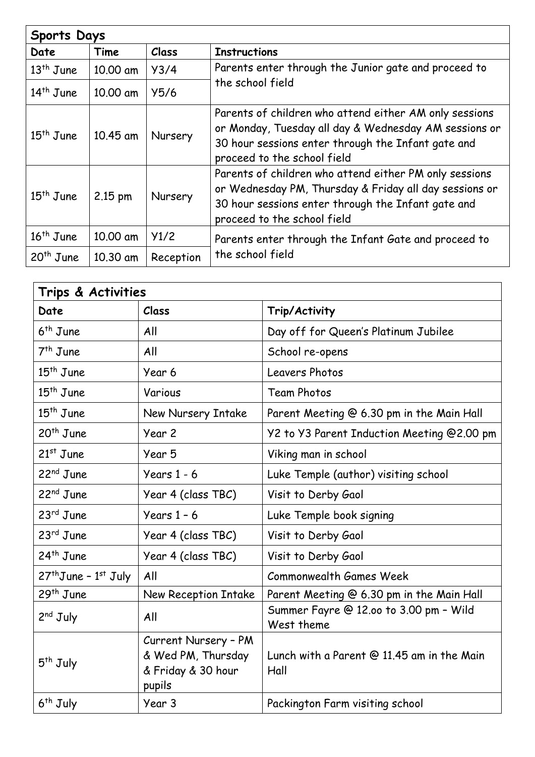| Sports Days | | | |
|---|---|---|---|
| **Date** | **Time** | **Class** | **Instructions** |
| 13th June | 10.00 am | Y3/4 | Parents enter through the Junior gate and proceed to the school field |
| 14th June | 10.00 am | Y5/6 | |
| 15th June | 10.45 am | Nursery | Parents of children who attend either AM only sessions or Monday, Tuesday all day & Wednesday AM sessions or 30 hour sessions enter through the Infant gate and proceed to the school field |
| 15th June | 2.15 pm | Nursery | Parents of children who attend either PM only sessions or Wednesday PM, Thursday & Friday all day sessions or 30 hour sessions enter through the Infant gate and proceed to the school field |
| 16th June | 10.00 am | Y1/2 | Parents enter through the Infant Gate and proceed to the school field |
| 20th June | 10.30 am | Reception | |

| Trips & Activities | | |
|---|---|---|
| **Date** | **Class** | **Trip/Activity** |
| 6th June | All | Day off for Queen's Platinum Jubilee |
| 7th June | All | School re-opens |
| 15th June | Year 6 | Leavers Photos |
| 15th June | Various | Team Photos |
| 15th June | New Nursery Intake | Parent Meeting @ 6.30 pm in the Main Hall |
| 20th June | Year 2 | Y2 to Y3 Parent Induction Meeting @2.00 pm |
| 21st June | Year 5 | Viking man in school |
| 22nd June | Years 1 - 6 | Luke Temple (author) visiting school |
| 22nd June | Year 4 (class TBC) | Visit to Derby Gaol |
| 23rd June | Years 1 – 6 | Luke Temple book signing |
| 23rd June | Year 4 (class TBC) | Visit to Derby Gaol |
| 24th June | Year 4 (class TBC) | Visit to Derby Gaol |
| 27thJune – 1st July | All | Commonwealth Games Week |
| 29th June | New Reception Intake | Parent Meeting @ 6.30 pm in the Main Hall |
| 2nd July | All | Summer Fayre @ 12.oo to 3.00 pm – Wild West theme |
| 5th July | Current Nursery – PM & Wed PM, Thursday & Friday & 30 hour pupils | Lunch with a Parent @ 11.45 am in the Main Hall |
| 6th July | Year 3 | Packington Farm visiting school |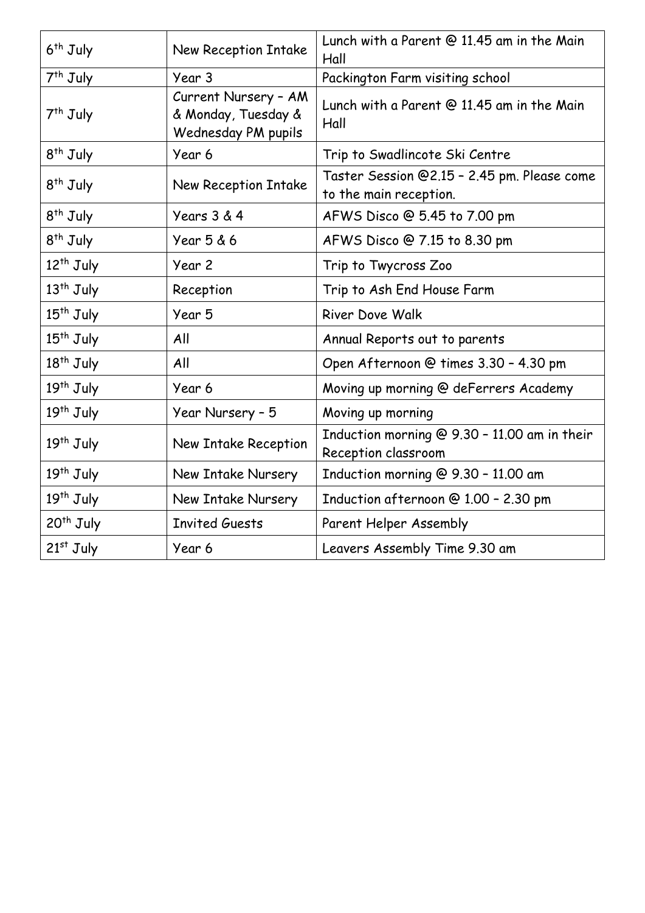| | | |
|---|---|---|
| 6th July | New Reception Intake | Lunch with a Parent @ 11.45 am in the Main Hall |
| 7th July | Year 3 | Packington Farm visiting school |
| 7th July | Current Nursery – AM & Monday, Tuesday & Wednesday PM pupils | Lunch with a Parent @ 11.45 am in the Main Hall |
| 8th July | Year 6 | Trip to Swadlincote Ski Centre |
| 8th July | New Reception Intake | Taster Session @2.15 – 2.45 pm. Please come to the main reception. |
| 8th July | Years 3 & 4 | AFWS Disco @ 5.45 to 7.00 pm |
| 8th July | Year 5 & 6 | AFWS Disco @ 7.15 to 8.30 pm |
| 12th July | Year 2 | Trip to Twycross Zoo |
| 13th July | Reception | Trip to Ash End House Farm |
| 15th July | Year 5 | River Dove Walk |
| 15th July | All | Annual Reports out to parents |
| 18th July | All | Open Afternoon @ times 3.30 – 4.30 pm |
| 19th July | Year 6 | Moving up morning @ deFerrers Academy |
| 19th July | Year Nursery – 5 | Moving up morning |
| 19th July | New Intake Reception | Induction morning @ 9.30 – 11.00 am in their Reception classroom |
| 19th July | New Intake Nursery | Induction morning @ 9.30 – 11.00 am |
| 19th July | New Intake Nursery | Induction afternoon @ 1.00 – 2.30 pm |
| 20th July | Invited Guests | Parent Helper Assembly |
| 21st July | Year 6 | Leavers Assembly Time 9.30 am |